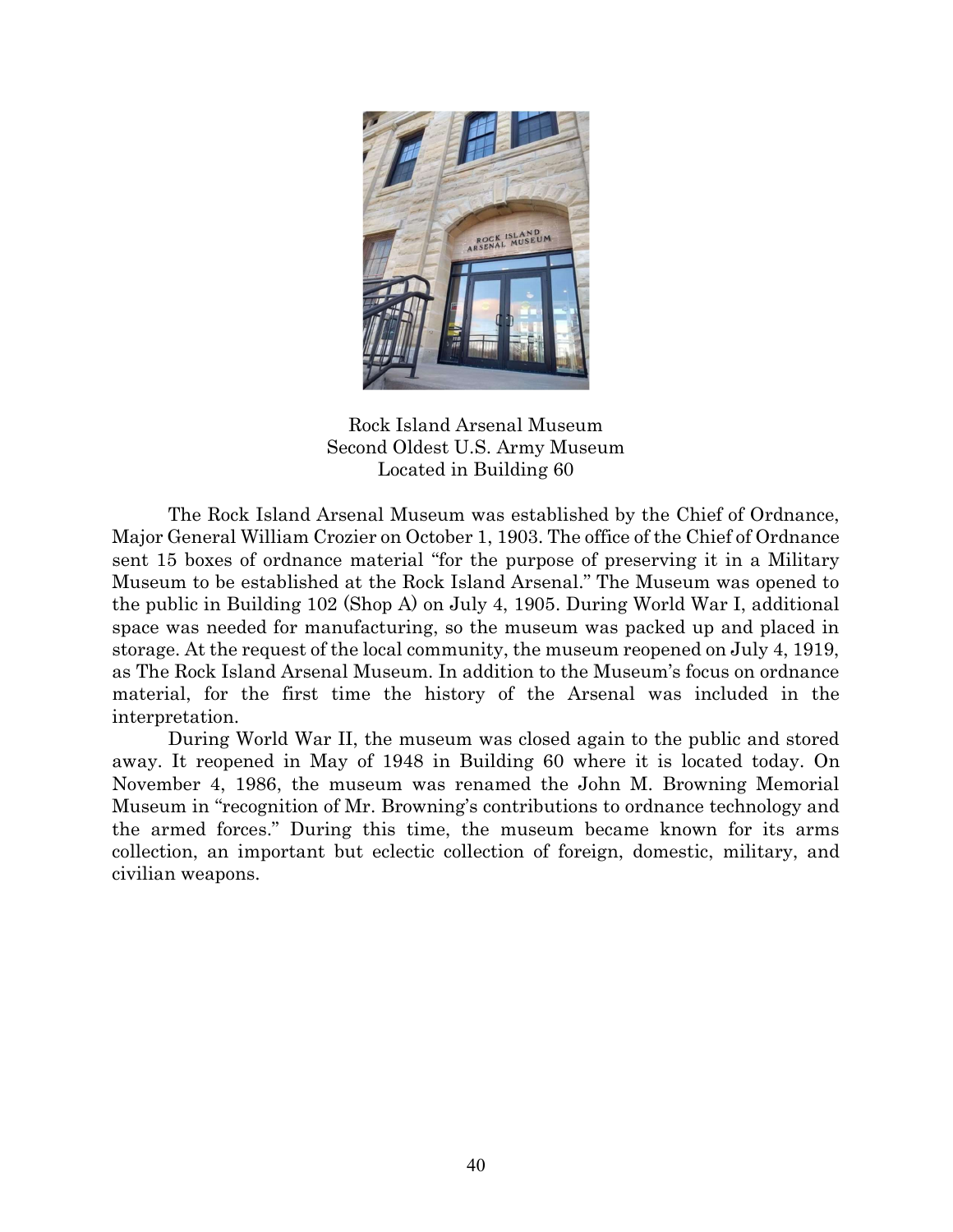Rock Island Arsenal Museum
Second Oldest U.S. Army Museum
Located in Building 60

The Rock Island Arsenal Museum was established by the Chief of Ordnance, Major General William Crozier on October 1, 1903. The office of the Chief of Ordnance sent 15 boxes of ordnance material "for the purpose of preserving it in a Military Museum to be established at the Rock Island Arsenal." The Museum was opened to the public in Building 102 (Shop A) on July 4, 1905. During World War I, additional space was needed for manufacturing, so the museum was packed up and placed in storage. At the request of the local community, the museum reopened on July 4, 1919, as The Rock Island Arsenal Museum. In addition to the Museum's focus on ordnance material, for the first time the history of the Arsenal was included in the interpretation.

During World War II, the museum was closed again to the public and stored away. It reopened in May of 1948 in Building 60 where it is located today. On November 4, 1986, the museum was renamed the John M. Browning Memorial Museum in "recognition of Mr. Browning's contributions to ordnance technology and the armed forces." During this time, the museum became known for its arms collection, an important but eclectic collection of foreign, domestic, military, and civilian weapons.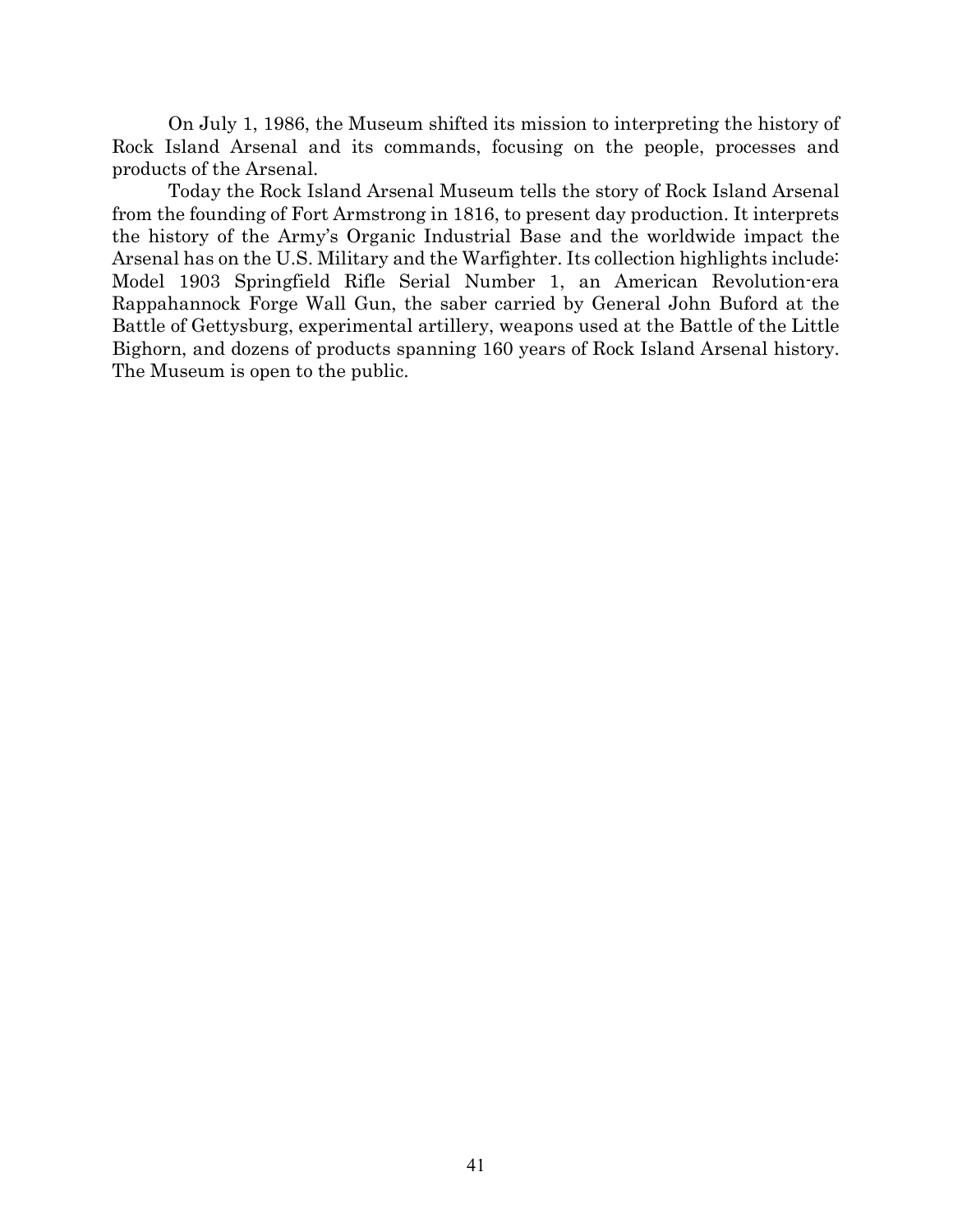On July 1, 1986, the Museum shifted its mission to interpreting the history of Rock Island Arsenal and its commands, focusing on the people, processes and products of the Arsenal.

Today the Rock Island Arsenal Museum tells the story of Rock Island Arsenal from the founding of Fort Armstrong in 1816, to present day production. It interprets the history of the Army's Organic Industrial Base and the worldwide impact the Arsenal has on the U.S. Military and the Warfighter. Its collection highlights include: Model 1903 Springfield Rifle Serial Number 1, an American Revolution-era Rappahannock Forge Wall Gun, the saber carried by General John Buford at the Battle of Gettysburg, experimental artillery, weapons used at the Battle of the Little Bighorn, and dozens of products spanning 160 years of Rock Island Arsenal history. The Museum is open to the public.